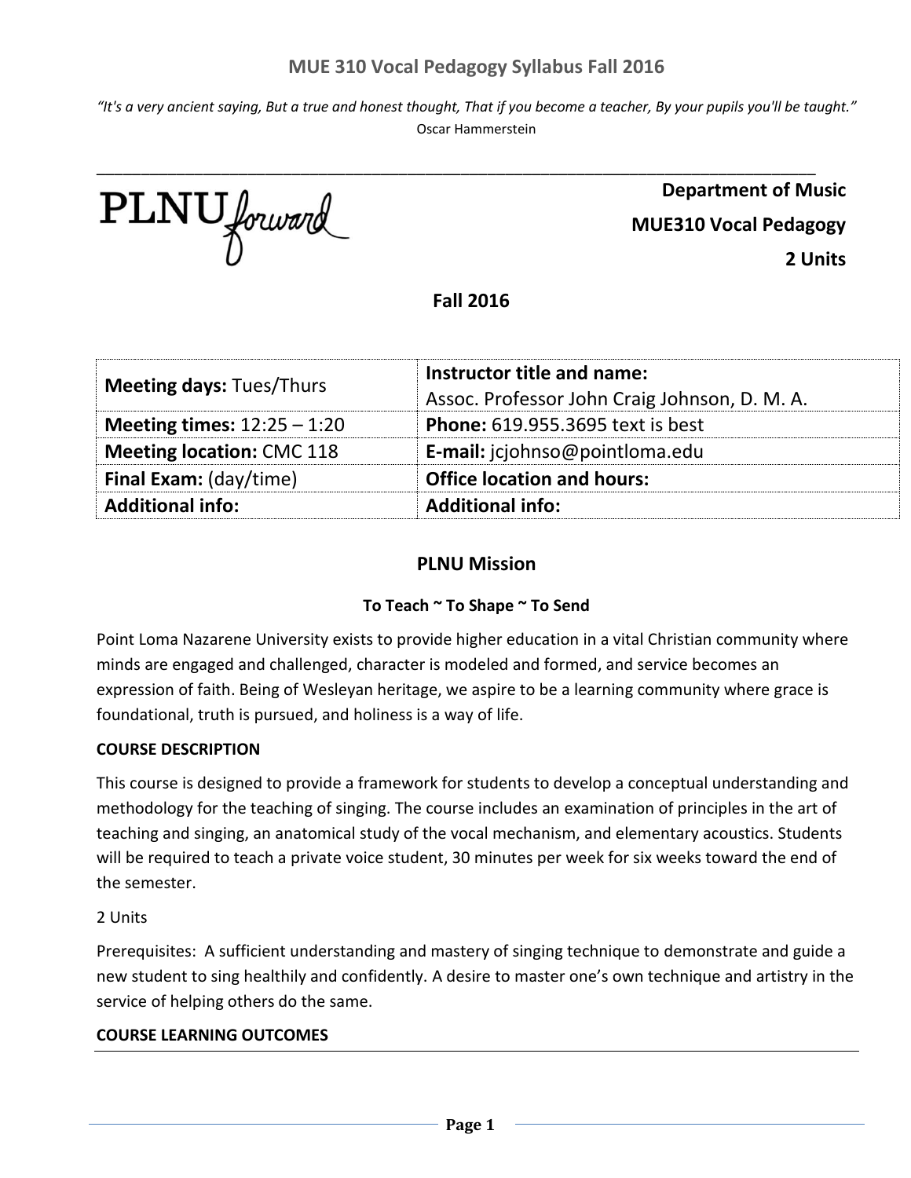# MUE 310 Vocal Pedagogy Syllabus Fall 2016

*"It's a very ancient saying, But a true and honest thought, That if you become a teacher, By your pupils you'll be taught."*
Oscar Hammerstein

PLNU forward

**Department of Music**
**MUE310 Vocal Pedagogy**
**2 Units**

## Fall 2016

| | |
|---|---|
| **Meeting days:** Tues/Thurs | **Instructor title and name:** Assoc. Professor John Craig Johnson, D. M. A. |
| **Meeting times:** 12:25 – 1:20 | **Phone:** 619.955.3695 text is best |
| **Meeting location:** CMC 118 | **E-mail:** jcjohnso@pointloma.edu |
| **Final Exam:** (day/time) | **Office location and hours:** |
| **Additional info:** | **Additional info:** |

## PLNU Mission

**To Teach ~ To Shape ~ To Send**

Point Loma Nazarene University exists to provide higher education in a vital Christian community where minds are engaged and challenged, character is modeled and formed, and service becomes an expression of faith. Being of Wesleyan heritage, we aspire to be a learning community where grace is foundational, truth is pursued, and holiness is a way of life.

### COURSE DESCRIPTION

This course is designed to provide a framework for students to develop a conceptual understanding and methodology for the teaching of singing. The course includes an examination of principles in the art of teaching and singing, an anatomical study of the vocal mechanism, and elementary acoustics. Students will be required to teach a private voice student, 30 minutes per week for six weeks toward the end of the semester.

2 Units

Prerequisites: A sufficient understanding and mastery of singing technique to demonstrate and guide a new student to sing healthily and confidently. A desire to master one's own technique and artistry in the service of helping others do the same.

### COURSE LEARNING OUTCOMES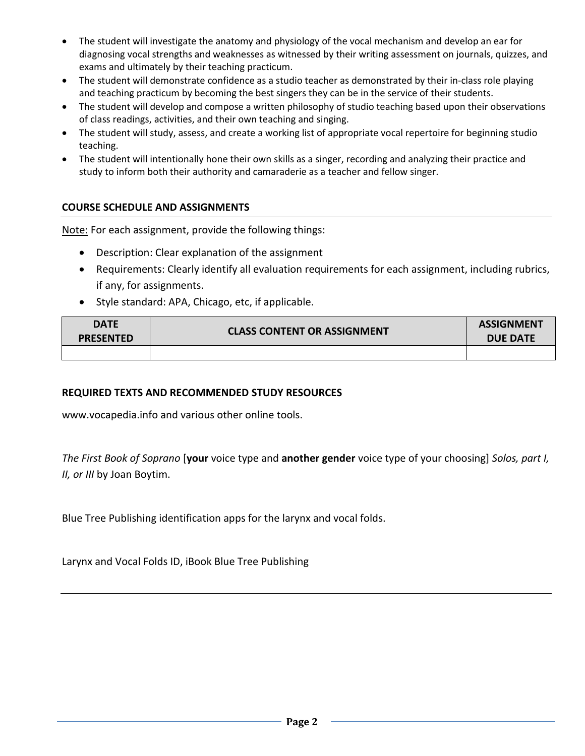- The student will investigate the anatomy and physiology of the vocal mechanism and develop an ear for diagnosing vocal strengths and weaknesses as witnessed by their writing assessment on journals, quizzes, and exams and ultimately by their teaching practicum.
- The student will demonstrate confidence as a studio teacher as demonstrated by their in-class role playing and teaching practicum by becoming the best singers they can be in the service of their students.
- The student will develop and compose a written philosophy of studio teaching based upon their observations of class readings, activities, and their own teaching and singing.
- The student will study, assess, and create a working list of appropriate vocal repertoire for beginning studio teaching.
- The student will intentionally hone their own skills as a singer, recording and analyzing their practice and study to inform both their authority and camaraderie as a teacher and fellow singer.

## COURSE SCHEDULE AND ASSIGNMENTS

Note: For each assignment, provide the following things:

- Description: Clear explanation of the assignment
- Requirements: Clearly identify all evaluation requirements for each assignment, including rubrics, if any, for assignments.
- Style standard: APA, Chicago, etc, if applicable.

| DATE PRESENTED | CLASS CONTENT OR ASSIGNMENT | ASSIGNMENT DUE DATE |
|---|---|---|
| | | |

## REQUIRED TEXTS AND RECOMMENDED STUDY RESOURCES

www.vocapedia.info and various other online tools.

*The First Book of Soprano* [**your** voice type and **another gender** voice type of your choosing] *Solos, part I, II, or III* by Joan Boytim.

Blue Tree Publishing identification apps for the larynx and vocal folds.

Larynx and Vocal Folds ID, iBook Blue Tree Publishing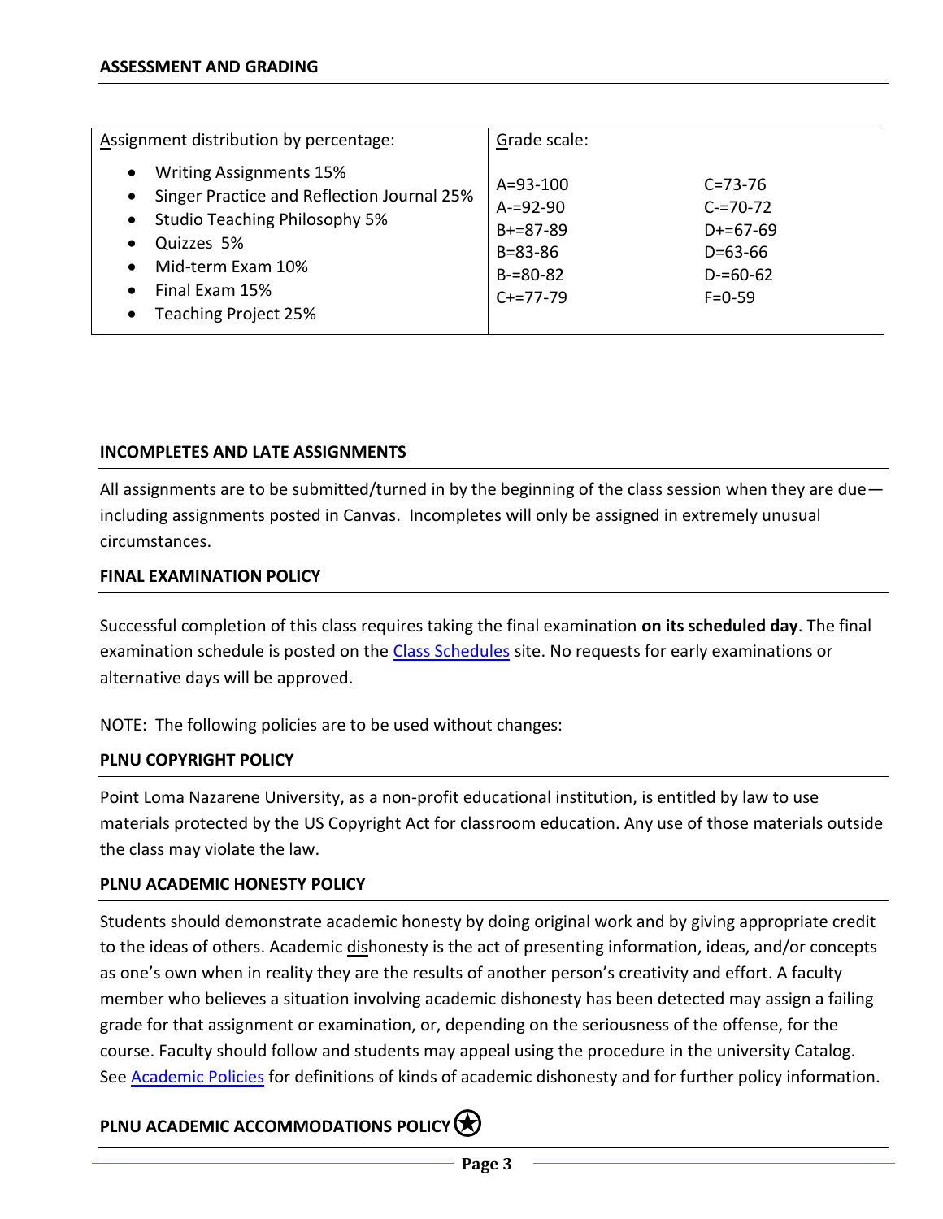## ASSESSMENT AND GRADING

| Assignment distribution by percentage: | Grade scale: | |
|---|---|---|
| • Writing Assignments 15%<br>• Singer Practice and Reflection Journal 25%<br>• Studio Teaching Philosophy 5%<br>• Quizzes 5%<br>• Mid-term Exam 10%<br>• Final Exam 15%<br>• Teaching Project 25% | A=93-100<br>A-=92-90<br>B+=87-89<br>B=83-86<br>B-=80-82<br>C+=77-79 | C=73-76<br>C-=70-72<br>D+=67-69<br>D=63-66<br>D-=60-62<br>F=0-59 |

## INCOMPLETES AND LATE ASSIGNMENTS

All assignments are to be submitted/turned in by the beginning of the class session when they are due—including assignments posted in Canvas. Incompletes will only be assigned in extremely unusual circumstances.

## FINAL EXAMINATION POLICY

Successful completion of this class requires taking the final examination **on its scheduled day**. The final examination schedule is posted on the Class Schedules site. No requests for early examinations or alternative days will be approved.

NOTE: The following policies are to be used without changes:

## PLNU COPYRIGHT POLICY

Point Loma Nazarene University, as a non-profit educational institution, is entitled by law to use materials protected by the US Copyright Act for classroom education. Any use of those materials outside the class may violate the law.

## PLNU ACADEMIC HONESTY POLICY

Students should demonstrate academic honesty by doing original work and by giving appropriate credit to the ideas of others. Academic dishonesty is the act of presenting information, ideas, and/or concepts as one's own when in reality they are the results of another person's creativity and effort. A faculty member who believes a situation involving academic dishonesty has been detected may assign a failing grade for that assignment or examination, or, depending on the seriousness of the offense, for the course. Faculty should follow and students may appeal using the procedure in the university Catalog. See Academic Policies for definitions of kinds of academic dishonesty and for further policy information.

## PLNU ACADEMIC ACCOMMODATIONS POLICY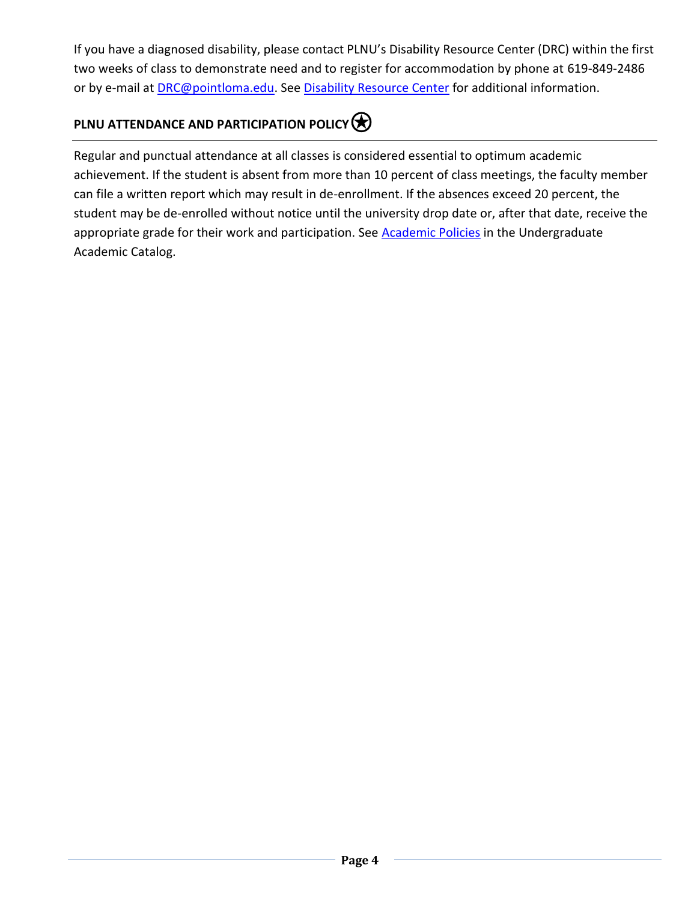If you have a diagnosed disability, please contact PLNU's Disability Resource Center (DRC) within the first two weeks of class to demonstrate need and to register for accommodation by phone at 619-849-2486 or by e-mail at [DRC@pointloma.edu](mailto:DRC@pointloma.edu). See [Disability Resource Center](#) for additional information.

## PLNU ATTENDANCE AND PARTICIPATION POLICY

Regular and punctual attendance at all classes is considered essential to optimum academic achievement. If the student is absent from more than 10 percent of class meetings, the faculty member can file a written report which may result in de-enrollment. If the absences exceed 20 percent, the student may be de-enrolled without notice until the university drop date or, after that date, receive the appropriate grade for their work and participation. See [Academic Policies](#) in the Undergraduate Academic Catalog.